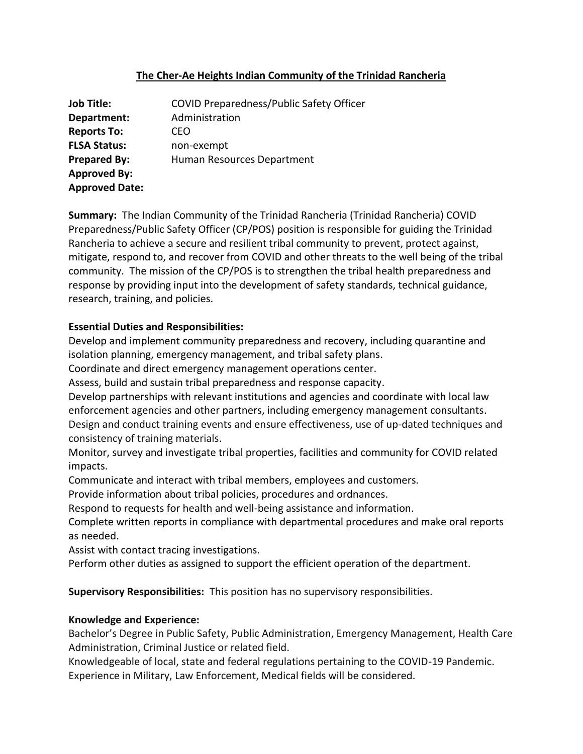## The Cher-Ae Heights Indian Community of the Trinidad Rancheria

**Job Title:** COVID Preparedness/Public Safety Officer
**Department:** Administration
**Reports To:** CEO
**FLSA Status:** non-exempt
**Prepared By:** Human Resources Department
**Approved By:**
**Approved Date:**

**Summary:** The Indian Community of the Trinidad Rancheria (Trinidad Rancheria) COVID Preparedness/Public Safety Officer (CP/POS) position is responsible for guiding the Trinidad Rancheria to achieve a secure and resilient tribal community to prevent, protect against, mitigate, respond to, and recover from COVID and other threats to the well being of the tribal community. The mission of the CP/POS is to strengthen the tribal health preparedness and response by providing input into the development of safety standards, technical guidance, research, training, and policies.

**Essential Duties and Responsibilities:**

Develop and implement community preparedness and recovery, including quarantine and isolation planning, emergency management, and tribal safety plans.

Coordinate and direct emergency management operations center.

Assess, build and sustain tribal preparedness and response capacity.

Develop partnerships with relevant institutions and agencies and coordinate with local law enforcement agencies and other partners, including emergency management consultants.

Design and conduct training events and ensure effectiveness, use of up-dated techniques and consistency of training materials.

Monitor, survey and investigate tribal properties, facilities and community for COVID related impacts.

Communicate and interact with tribal members, employees and customers.

Provide information about tribal policies, procedures and ordnances.

Respond to requests for health and well-being assistance and information.

Complete written reports in compliance with departmental procedures and make oral reports as needed.

Assist with contact tracing investigations.

Perform other duties as assigned to support the efficient operation of the department.

**Supervisory Responsibilities:** This position has no supervisory responsibilities.

**Knowledge and Experience:**

Bachelor's Degree in Public Safety, Public Administration, Emergency Management, Health Care Administration, Criminal Justice or related field.

Knowledgeable of local, state and federal regulations pertaining to the COVID-19 Pandemic.

Experience in Military, Law Enforcement, Medical fields will be considered.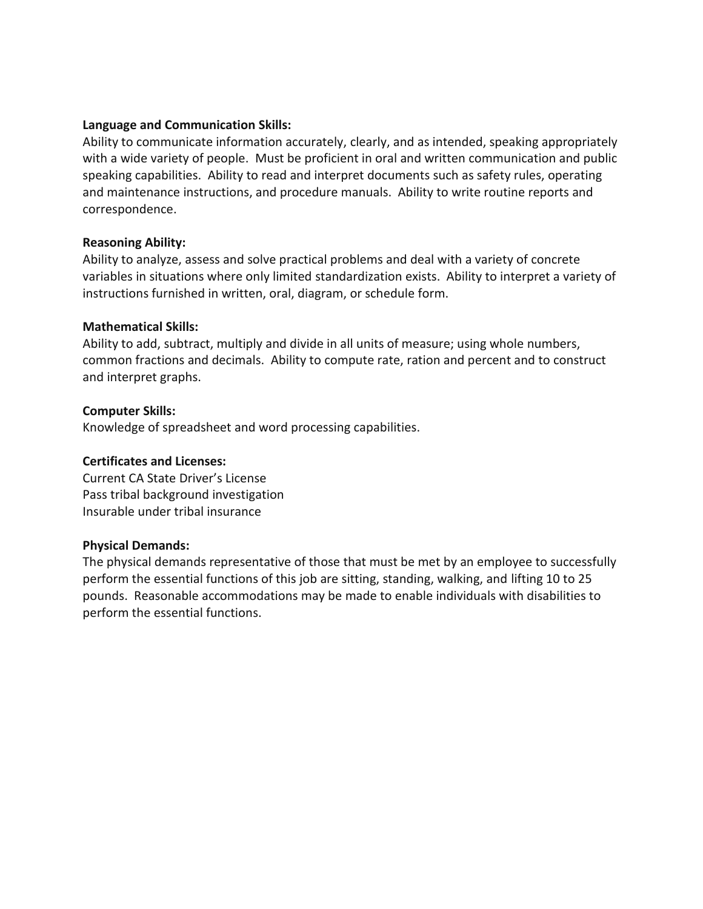**Language and Communication Skills:**
Ability to communicate information accurately, clearly, and as intended, speaking appropriately with a wide variety of people. Must be proficient in oral and written communication and public speaking capabilities. Ability to read and interpret documents such as safety rules, operating and maintenance instructions, and procedure manuals. Ability to write routine reports and correspondence.

**Reasoning Ability:**
Ability to analyze, assess and solve practical problems and deal with a variety of concrete variables in situations where only limited standardization exists. Ability to interpret a variety of instructions furnished in written, oral, diagram, or schedule form.

**Mathematical Skills:**
Ability to add, subtract, multiply and divide in all units of measure; using whole numbers, common fractions and decimals. Ability to compute rate, ration and percent and to construct and interpret graphs.

**Computer Skills:**
Knowledge of spreadsheet and word processing capabilities.

**Certificates and Licenses:**
Current CA State Driver's License
Pass tribal background investigation
Insurable under tribal insurance

**Physical Demands:**
The physical demands representative of those that must be met by an employee to successfully perform the essential functions of this job are sitting, standing, walking, and lifting 10 to 25 pounds. Reasonable accommodations may be made to enable individuals with disabilities to perform the essential functions.